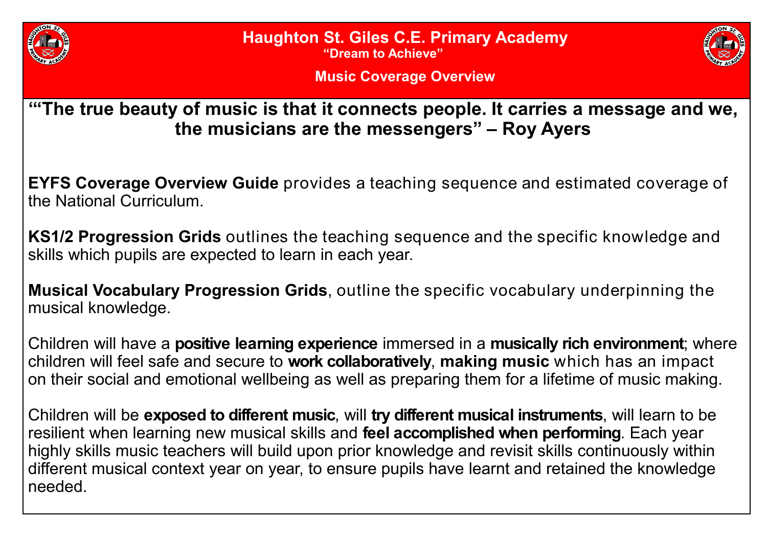# Haughton St. Giles C.E. Primary Academy

**"Dream to Achieve"**

## Music Coverage Overview

**""The true beauty of music is that it connects people. It carries a message and we, the musicians are the messengers" – Roy Ayers**

**EYFS Coverage Overview Guide** provides a teaching sequence and estimated coverage of the National Curriculum.

**KS1/2 Progression Grids** outlines the teaching sequence and the specific knowledge and skills which pupils are expected to learn in each year.

**Musical Vocabulary Progression Grids**, outline the specific vocabulary underpinning the musical knowledge.

Children will have a **positive learning experience** immersed in a **musically rich environment**; where children will feel safe and secure to **work collaboratively**, **making music** which has an impact on their social and emotional wellbeing as well as preparing them for a lifetime of music making.

Children will be **exposed to different music**, will **try different musical instruments**, will learn to be resilient when learning new musical skills and **feel accomplished when performing**. Each year highly skills music teachers will build upon prior knowledge and revisit skills continuously within different musical context year on year, to ensure pupils have learnt and retained the knowledge needed.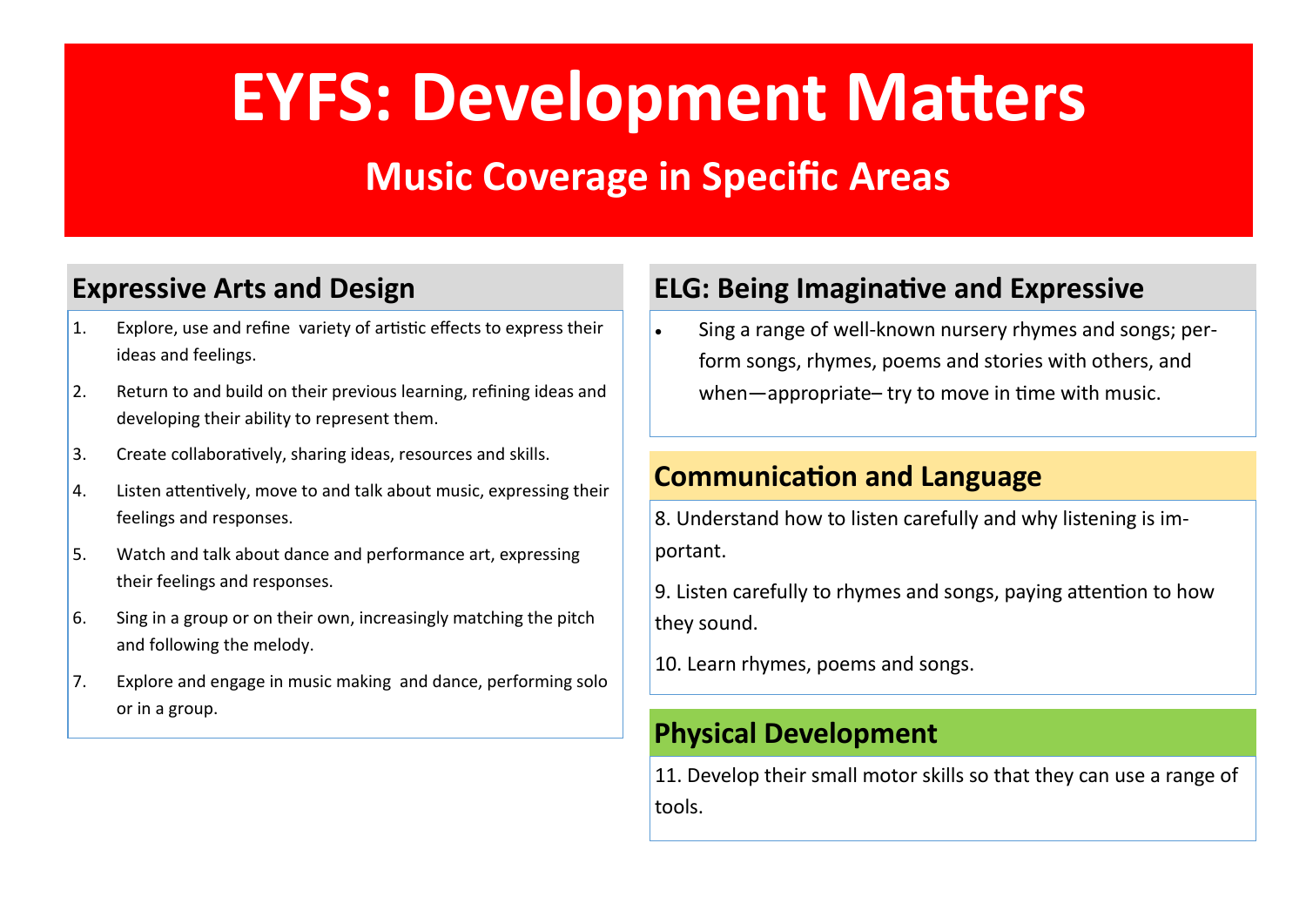# EYFS: Development Matters

## Music Coverage in Specific Areas

### Expressive Arts and Design

1. Explore, use and refine variety of artistic effects to express their ideas and feelings.
2. Return to and build on their previous learning, refining ideas and developing their ability to represent them.
3. Create collaboratively, sharing ideas, resources and skills.
4. Listen attentively, move to and talk about music, expressing their feelings and responses.
5. Watch and talk about dance and performance art, expressing their feelings and responses.
6. Sing in a group or on their own, increasingly matching the pitch and following the melody.
7. Explore and engage in music making and dance, performing solo or in a group.

### ELG: Being Imaginative and Expressive

- Sing a range of well-known nursery rhymes and songs; perform songs, rhymes, poems and stories with others, and when—appropriate– try to move in time with music.

### Communication and Language

8. Understand how to listen carefully and why listening is important.

9. Listen carefully to rhymes and songs, paying attention to how they sound.

10. Learn rhymes, poems and songs.

### Physical Development

11. Develop their small motor skills so that they can use a range of tools.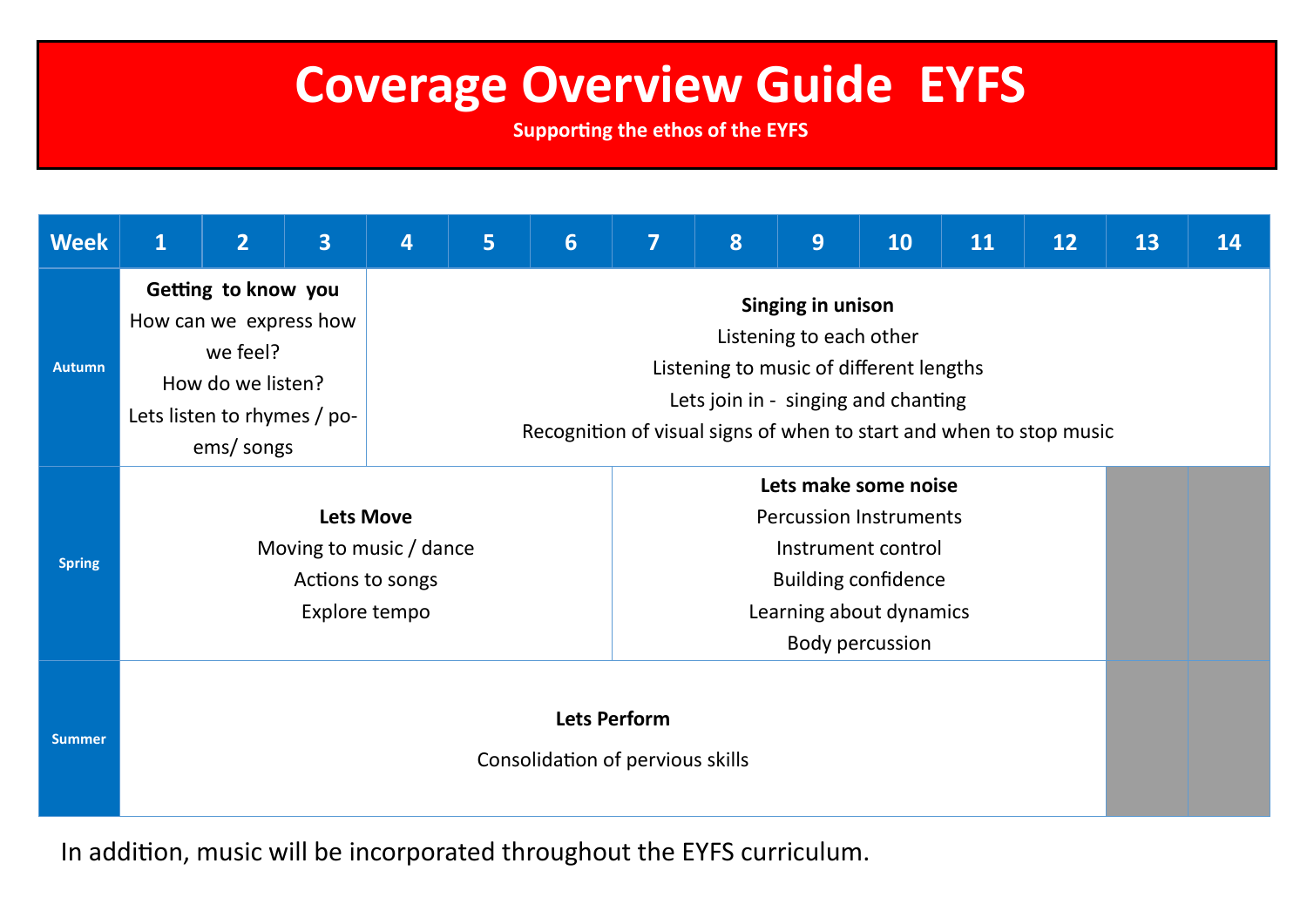# Coverage Overview Guide EYFS

**Supporting the ethos of the EYFS**

| Week | 1 | 2 | 3 | 4 | 5 | 6 | 7 | 8 | 9 | 10 | 11 | 12 | 13 | 14 |
|---|---|---|---|---|---|---|---|---|---|---|---|---|---|---|
| Autumn | **Getting to know you**<br>How can we express how we feel?<br>How do we listen?<br>Lets listen to rhymes / poems/ songs | | | **Singing in unison**<br>Listening to each other<br>Listening to music of different lengths<br>Lets join in - singing and chanting<br>Recognition of visual signs of when to start and when to stop music | | | | | | | | | | |
| Spring | **Lets Move**<br>Moving to music / dance<br>Actions to songs<br>Explore tempo | | | | | | **Lets make some noise**<br>Percussion Instruments<br>Instrument control<br>Building confidence<br>Learning about dynamics<br>Body percussion | | | | | | | |
| Summer | **Lets Perform**<br>Consolidation of pervious skills | | | | | | | | | | | | | |

In addition, music will be incorporated throughout the EYFS curriculum.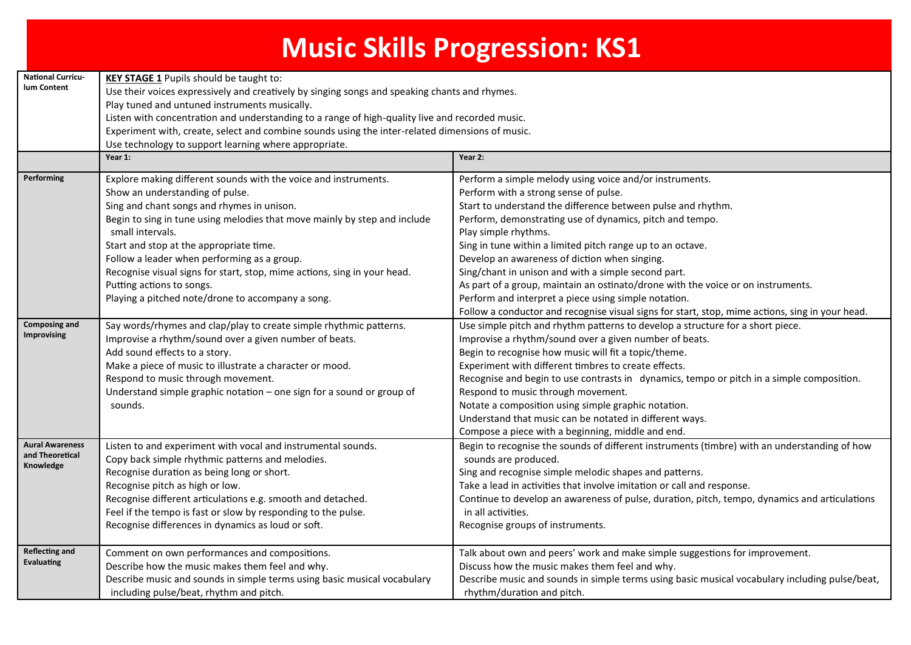# Music Skills Progression: KS1

| National Curriculum Content | **KEY STAGE 1** Pupils should be taught to:<br>Use their voices expressively and creatively by singing songs and speaking chants and rhymes.<br>Play tuned and untuned instruments musically.<br>Listen with concentration and understanding to a range of high-quality live and recorded music.<br>Experiment with, create, select and combine sounds using the inter-related dimensions of music.<br>Use technology to support learning where appropriate. | |
|---|---|---|
| | **Year 1:** | **Year 2:** |
| **Performing** | Explore making different sounds with the voice and instruments.<br>Show an understanding of pulse.<br>Sing and chant songs and rhymes in unison.<br>Begin to sing in tune using melodies that move mainly by step and include small intervals.<br>Start and stop at the appropriate time.<br>Follow a leader when performing as a group.<br>Recognise visual signs for start, stop, mime actions, sing in your head.<br>Putting actions to songs.<br>Playing a pitched note/drone to accompany a song. | Perform a simple melody using voice and/or instruments.<br>Perform with a strong sense of pulse.<br>Start to understand the difference between pulse and rhythm.<br>Perform, demonstrating use of dynamics, pitch and tempo.<br>Play simple rhythms.<br>Sing in tune within a limited pitch range up to an octave.<br>Develop an awareness of diction when singing.<br>Sing/chant in unison and with a simple second part.<br>As part of a group, maintain an ostinato/drone with the voice or on instruments.<br>Perform and interpret a piece using simple notation.<br>Follow a conductor and recognise visual signs for start, stop, mime actions, sing in your head. |
| **Composing and Improvising** | Say words/rhymes and clap/play to create simple rhythmic patterns.<br>Improvise a rhythm/sound over a given number of beats.<br>Add sound effects to a story.<br>Make a piece of music to illustrate a character or mood.<br>Respond to music through movement.<br>Understand simple graphic notation – one sign for a sound or group of sounds. | Use simple pitch and rhythm patterns to develop a structure for a short piece.<br>Improvise a rhythm/sound over a given number of beats.<br>Begin to recognise how music will fit a topic/theme.<br>Experiment with different timbres to create effects.<br>Recognise and begin to use contrasts in dynamics, tempo or pitch in a simple composition.<br>Respond to music through movement.<br>Notate a composition using simple graphic notation.<br>Understand that music can be notated in different ways.<br>Compose a piece with a beginning, middle and end. |
| **Aural Awareness and Theoretical Knowledge** | Listen to and experiment with vocal and instrumental sounds.<br>Copy back simple rhythmic patterns and melodies.<br>Recognise duration as being long or short.<br>Recognise pitch as high or low.<br>Recognise different articulations e.g. smooth and detached.<br>Feel if the tempo is fast or slow by responding to the pulse.<br>Recognise differences in dynamics as loud or soft. | Begin to recognise the sounds of different instruments (timbre) with an understanding of how sounds are produced.<br>Sing and recognise simple melodic shapes and patterns.<br>Take a lead in activities that involve imitation or call and response.<br>Continue to develop an awareness of pulse, duration, pitch, tempo, dynamics and articulations in all activities.<br>Recognise groups of instruments. |
| **Reflecting and Evaluating** | Comment on own performances and compositions.<br>Describe how the music makes them feel and why.<br>Describe music and sounds in simple terms using basic musical vocabulary including pulse/beat, rhythm and pitch. | Talk about own and peers' work and make simple suggestions for improvement.<br>Discuss how the music makes them feel and why.<br>Describe music and sounds in simple terms using basic musical vocabulary including pulse/beat, rhythm/duration and pitch. |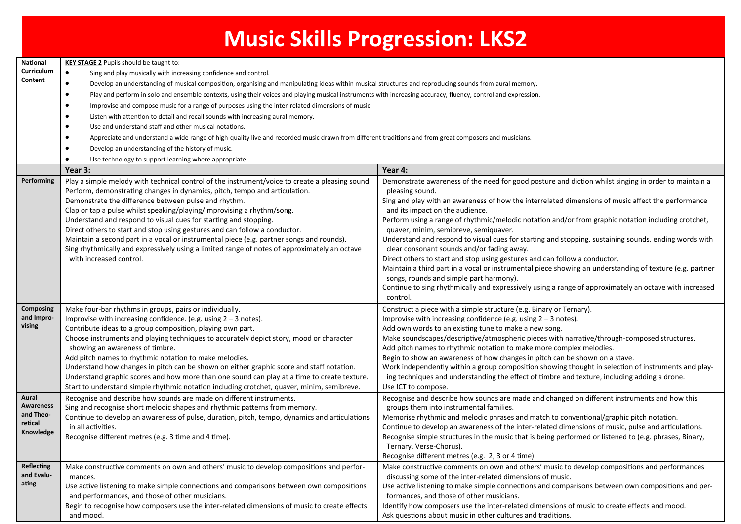# Music Skills Progression: LKS2

| | | |
|---|---|---|
| **National Curriculum Content** | **KEY STAGE 2** Pupils should be taught to:<br>• Sing and play musically with increasing confidence and control.<br>• Develop an understanding of musical composition, organising and manipulating ideas within musical structures and reproducing sounds from aural memory.<br>• Play and perform in solo and ensemble contexts, using their voices and playing musical instruments with increasing accuracy, fluency, control and expression.<br>• Improvise and compose music for a range of purposes using the inter-related dimensions of music<br>• Listen with attention to detail and recall sounds with increasing aural memory.<br>• Use and understand staff and other musical notations.<br>• Appreciate and understand a wide range of high-quality live and recorded music drawn from different traditions and from great composers and musicians.<br>• Develop an understanding of the history of music.<br>• Use technology to support learning where appropriate. | |
| | **Year 3:** | **Year 4:** |
| **Performing** | Play a simple melody with technical control of the instrument/voice to create a pleasing sound.<br>Perform, demonstrating changes in dynamics, pitch, tempo and articulation.<br>Demonstrate the difference between pulse and rhythm.<br>Clap or tap a pulse whilst speaking/playing/improvising a rhythm/song.<br>Understand and respond to visual cues for starting and stopping.<br>Direct others to start and stop using gestures and can follow a conductor.<br>Maintain a second part in a vocal or instrumental piece (e.g. partner songs and rounds).<br>Sing rhythmically and expressively using a limited range of notes of approximately an octave with increased control. | Demonstrate awareness of the need for good posture and diction whilst singing in order to maintain a pleasing sound.<br>Sing and play with an awareness of how the interrelated dimensions of music affect the performance and its impact on the audience.<br>Perform using a range of rhythmic/melodic notation and/or from graphic notation including crotchet, quaver, minim, semibreve, semiquaver.<br>Understand and respond to visual cues for starting and stopping, sustaining sounds, ending words with clear consonant sounds and/or fading away.<br>Direct others to start and stop using gestures and can follow a conductor.<br>Maintain a third part in a vocal or instrumental piece showing an understanding of texture (e.g. partner songs, rounds and simple part harmony).<br>Continue to sing rhythmically and expressively using a range of approximately an octave with increased control. |
| **Composing and Improvising** | Make four-bar rhythms in groups, pairs or individually.<br>Improvise with increasing confidence. (e.g. using 2 – 3 notes).<br>Contribute ideas to a group composition, playing own part.<br>Choose instruments and playing techniques to accurately depict story, mood or character showing an awareness of timbre.<br>Add pitch names to rhythmic notation to make melodies.<br>Understand how changes in pitch can be shown on either graphic score and staff notation.<br>Understand graphic scores and how more than one sound can play at a time to create texture.<br>Start to understand simple rhythmic notation including crotchet, quaver, minim, semibreve. | Construct a piece with a simple structure (e.g. Binary or Ternary).<br>Improvise with increasing confidence (e.g. using 2 – 3 notes).<br>Add own words to an existing tune to make a new song.<br>Make soundscapes/descriptive/atmospheric pieces with narrative/through-composed structures.<br>Add pitch names to rhythmic notation to make more complex melodies.<br>Begin to show an awareness of how changes in pitch can be shown on a stave.<br>Work independently within a group composition showing thought in selection of instruments and playing techniques and understanding the effect of timbre and texture, including adding a drone.<br>Use ICT to compose. |
| **Aural Awareness and Theoretical Knowledge** | Recognise and describe how sounds are made on different instruments.<br>Sing and recognise short melodic shapes and rhythmic patterns from memory.<br>Continue to develop an awareness of pulse, duration, pitch, tempo, dynamics and articulations in all activities.<br>Recognise different metres (e.g. 3 time and 4 time). | Recognise and describe how sounds are made and changed on different instruments and how this groups them into instrumental families.<br>Memorise rhythmic and melodic phrases and match to conventional/graphic pitch notation.<br>Continue to develop an awareness of the inter-related dimensions of music, pulse and articulations.<br>Recognise simple structures in the music that is being performed or listened to (e.g. phrases, Binary, Ternary, Verse-Chorus).<br>Recognise different metres (e.g. 2, 3 or 4 time). |
| **Reflecting and Evaluating** | Make constructive comments on own and others' music to develop compositions and performances.<br>Use active listening to make simple connections and comparisons between own compositions and performances, and those of other musicians.<br>Begin to recognise how composers use the inter-related dimensions of music to create effects and mood. | Make constructive comments on own and others' music to develop compositions and performances discussing some of the inter-related dimensions of music.<br>Use active listening to make simple connections and comparisons between own compositions and performances, and those of other musicians.<br>Identify how composers use the inter-related dimensions of music to create effects and mood.<br>Ask questions about music in other cultures and traditions. |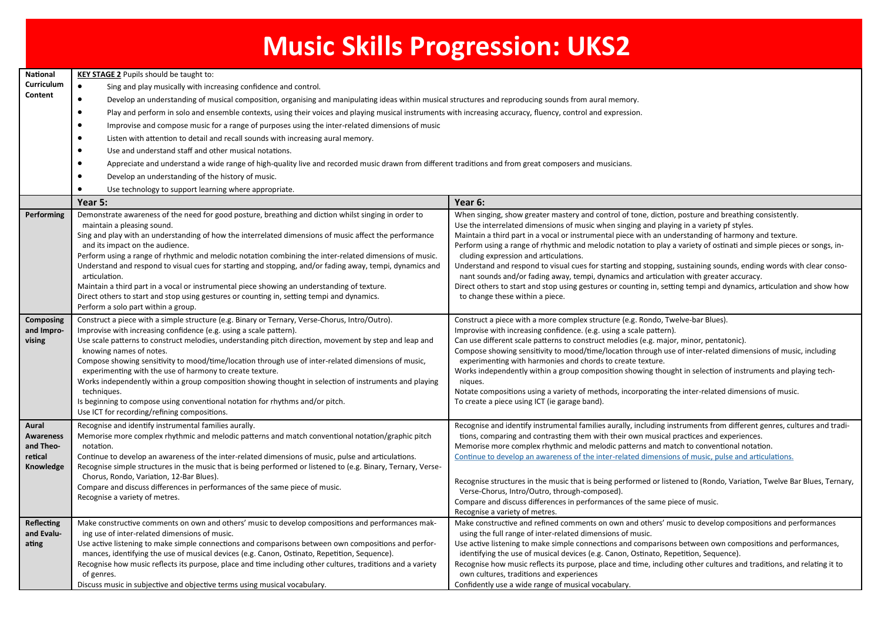# Music Skills Progression: UKS2

| | Year 5: | Year 6: |
|---|---|---|
| **National Curriculum Content** | **KEY STAGE 2** Pupils should be taught to:<br>• Sing and play musically with increasing confidence and control.<br>• Develop an understanding of musical composition, organising and manipulating ideas within musical structures and reproducing sounds from aural memory.<br>• Play and perform in solo and ensemble contexts, using their voices and playing musical instruments with increasing accuracy, fluency, control and expression.<br>• Improvise and compose music for a range of purposes using the inter-related dimensions of music<br>• Listen with attention to detail and recall sounds with increasing aural memory.<br>• Use and understand staff and other musical notations.<br>• Appreciate and understand a wide range of high-quality live and recorded music drawn from different traditions and from great composers and musicians.<br>• Develop an understanding of the history of music.<br>• Use technology to support learning where appropriate. | |
| **Performing** | Demonstrate awareness of the need for good posture, breathing and diction whilst singing in order to maintain a pleasing sound.<br>Sing and play with an understanding of how the interrelated dimensions of music affect the performance and its impact on the audience.<br>Perform using a range of rhythmic and melodic notation combining the inter-related dimensions of music.<br>Understand and respond to visual cues for starting and stopping, and/or fading away, tempi, dynamics and articulation.<br>Maintain a third part in a vocal or instrumental piece showing an understanding of texture.<br>Direct others to start and stop using gestures or counting in, setting tempi and dynamics.<br>Perform a solo part within a group. | When singing, show greater mastery and control of tone, diction, posture and breathing consistently.<br>Use the interrelated dimensions of music when singing and playing in a variety pf styles.<br>Maintain a third part in a vocal or instrumental piece with an understanding of harmony and texture.<br>Perform using a range of rhythmic and melodic notation to play a variety of ostinati and simple pieces or songs, including expression and articulations.<br>Understand and respond to visual cues for starting and stopping, sustaining sounds, ending words with clear consonant sounds and/or fading away, tempi, dynamics and articulation with greater accuracy.<br>Direct others to start and stop using gestures or counting in, setting tempi and dynamics, articulation and show how to change these within a piece. |
| **Composing and Improvising** | Construct a piece with a simple structure (e.g. Binary or Ternary, Verse-Chorus, Intro/Outro).<br>Improvise with increasing confidence (e.g. using a scale pattern).<br>Use scale patterns to construct melodies, understanding pitch direction, movement by step and leap and knowing names of notes.<br>Compose showing sensitivity to mood/time/location through use of inter-related dimensions of music, experimenting with the use of harmony to create texture.<br>Works independently within a group composition showing thought in selection of instruments and playing techniques.<br>Is beginning to compose using conventional notation for rhythms and/or pitch.<br>Use ICT for recording/refining compositions. | Construct a piece with a more complex structure (e.g. Rondo, Twelve-bar Blues).<br>Improvise with increasing confidence. (e.g. using a scale pattern).<br>Can use different scale patterns to construct melodies (e.g. major, minor, pentatonic).<br>Compose showing sensitivity to mood/time/location through use of inter-related dimensions of music, including experimenting with harmonies and chords to create texture.<br>Works independently within a group composition showing thought in selection of instruments and playing techniques.<br>Notate compositions using a variety of methods, incorporating the inter-related dimensions of music.<br>To create a piece using ICT (ie garage band). |
| **Aural Awareness and Theoretical Knowledge** | Recognise and identify instrumental families aurally.<br>Memorise more complex rhythmic and melodic patterns and match conventional notation/graphic pitch notation.<br>Continue to develop an awareness of the inter-related dimensions of music, pulse and articulations.<br>Recognise simple structures in the music that is being performed or listened to (e.g. Binary, Ternary, Verse-Chorus, Rondo, Variation, 12-Bar Blues).<br>Compare and discuss differences in performances of the same piece of music.<br>Recognise a variety of metres. | Recognise and identify instrumental families aurally, including instruments from different genres, cultures and traditions, comparing and contrasting them with their own musical practices and experiences.<br>Memorise more complex rhythmic and melodic patterns and match to conventional notation.<br>Continue to develop an awareness of the inter-related dimensions of music, pulse and articulations.<br>Recognise structures in the music that is being performed or listened to (Rondo, Variation, Twelve Bar Blues, Ternary, Verse-Chorus, Intro/Outro, through-composed).<br>Compare and discuss differences in performances of the same piece of music.<br>Recognise a variety of metres. |
| **Reflecting and Evaluating** | Make constructive comments on own and others' music to develop compositions and performances making use of inter-related dimensions of music.<br>Use active listening to make simple connections and comparisons between own compositions and performances, identifying the use of musical devices (e.g. Canon, Ostinato, Repetition, Sequence).<br>Recognise how music reflects its purpose, place and time including other cultures, traditions and a variety of genres.<br>Discuss music in subjective and objective terms using musical vocabulary. | Make constructive and refined comments on own and others' music to develop compositions and performances using the full range of inter-related dimensions of music.<br>Use active listening to make simple connections and comparisons between own compositions and performances, identifying the use of musical devices (e.g. Canon, Ostinato, Repetition, Sequence).<br>Recognise how music reflects its purpose, place and time, including other cultures and traditions, and relating it to own cultures, traditions and experiences<br>Confidently use a wide range of musical vocabulary. |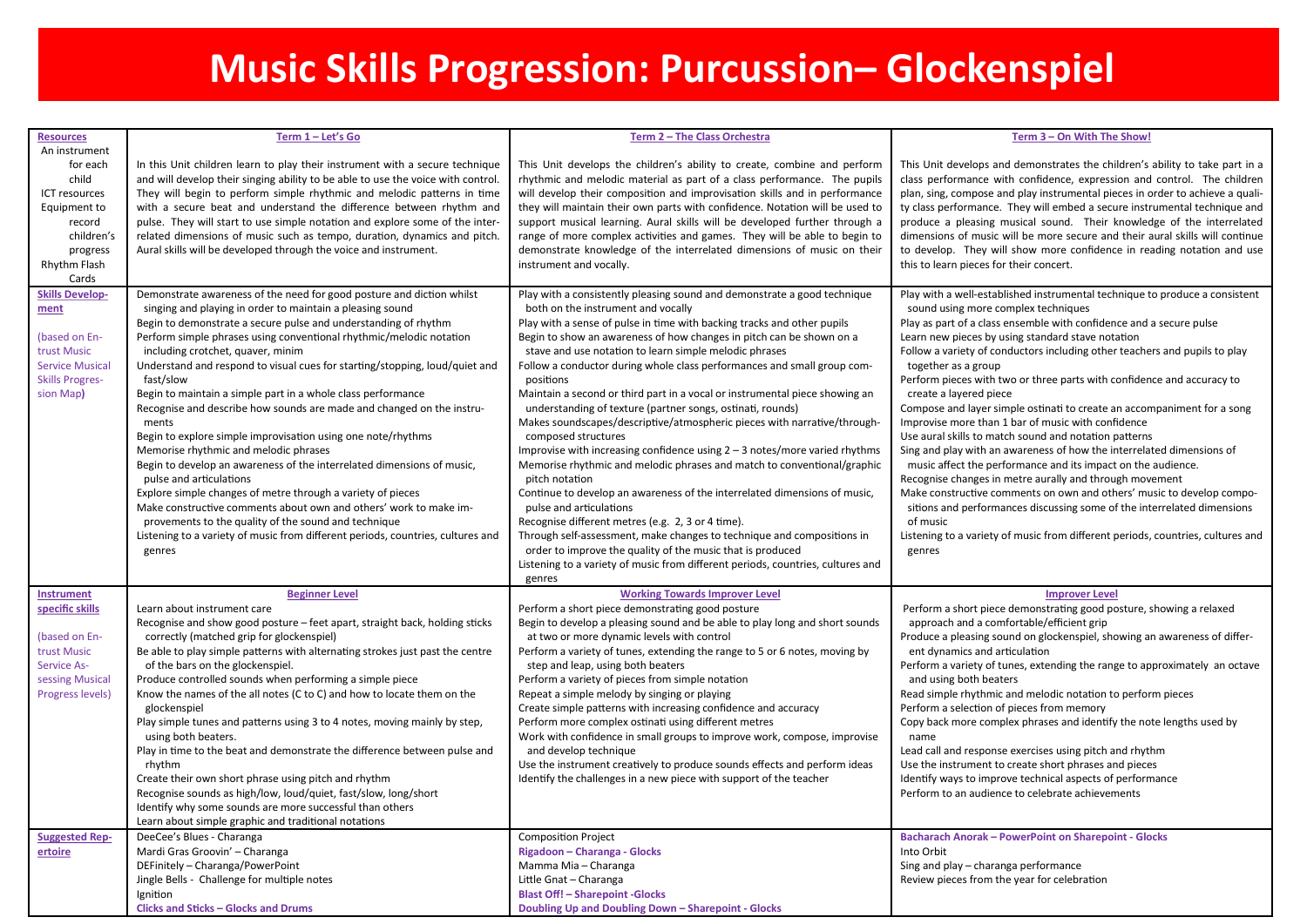# Music Skills Progression: Purcussion– Glockenspiel

| Resources | Term 1 – Let's Go | Term 2 – The Class Orchestra | Term 3 – On With The Show! |
|---|---|---|---|
| An instrument for each child<br>ICT resources<br>Equipment to record children's progress<br>Rhythm Flash Cards | In this Unit children learn to play their instrument with a secure technique and will develop their singing ability to be able to use the voice with control. They will begin to perform simple rhythmic and melodic patterns in time with a secure beat and understand the difference between rhythm and pulse. They will start to use simple notation and explore some of the inter-related dimensions of music such as tempo, duration, dynamics and pitch. Aural skills will be developed through the voice and instrument. | This Unit develops the children's ability to create, combine and perform rhythmic and melodic material as part of a class performance. The pupils will develop their composition and improvisation skills and in performance they will maintain their own parts with confidence. Notation will be used to support musical learning. Aural skills will be developed further through a range of more complex activities and games. They will be able to begin to demonstrate knowledge of the interrelated dimensions of music on their instrument and vocally. | This Unit develops and demonstrates the children's ability to take part in a class performance with confidence, expression and control. The children plan, sing, compose and play instrumental pieces in order to achieve a quality class performance. They will embed a secure instrumental technique and produce a pleasing musical sound. Their knowledge of the interrelated dimensions of music will be more secure and their aural skills will continue to develop. They will show more confidence in reading notation and use this to learn pieces for their concert. |
| **Skills Development**<br>(based on Entrust Music Service Musical Skills Progression Map) | Demonstrate awareness of the need for good posture and diction whilst singing and playing in order to maintain a pleasing sound<br>Begin to demonstrate a secure pulse and understanding of rhythm<br>Perform simple phrases using conventional rhythmic/melodic notation including crotchet, quaver, minim<br>Understand and respond to visual cues for starting/stopping, loud/quiet and fast/slow<br>Begin to maintain a simple part in a whole class performance<br>Recognise and describe how sounds are made and changed on the instruments<br>Begin to explore simple improvisation using one note/rhythms<br>Memorise rhythmic and melodic phrases<br>Begin to develop an awareness of the interrelated dimensions of music, pulse and articulations<br>Explore simple changes of metre through a variety of pieces<br>Make constructive comments about own and others' work to make improvements to the quality of the sound and technique<br>Listening to a variety of music from different periods, countries, cultures and genres | Play with a consistently pleasing sound and demonstrate a good technique both on the instrument and vocally<br>Play with a sense of pulse in time with backing tracks and other pupils<br>Begin to show an awareness of how changes in pitch can be shown on a stave and use notation to learn simple melodic phrases<br>Follow a conductor during whole class performances and small group compositions<br>Maintain a second or third part in a vocal or instrumental piece showing an understanding of texture (partner songs, ostinati, rounds)<br>Makes soundscapes/descriptive/atmospheric pieces with narrative/through-composed structures<br>Improvise with increasing confidence using 2 – 3 notes/more varied rhythms<br>Memorise rhythmic and melodic phrases and match to conventional/graphic pitch notation<br>Continue to develop an awareness of the interrelated dimensions of music, pulse and articulations<br>Recognise different metres (e.g. 2, 3 or 4 time).<br>Through self-assessment, make changes to technique and compositions in order to improve the quality of the music that is produced<br>Listening to a variety of music from different periods, countries, cultures and genres | Play with a well-established instrumental technique to produce a consistent sound using more complex techniques<br>Play as part of a class ensemble with confidence and a secure pulse<br>Learn new pieces by using standard stave notation<br>Follow a variety of conductors including other teachers and pupils to play together as a group<br>Perform pieces with two or three parts with confidence and accuracy to create a layered piece<br>Compose and layer simple ostinati to create an accompaniment for a song<br>Improvise more than 1 bar of music with confidence<br>Use aural skills to match sound and notation patterns<br>Sing and play with an awareness of how the interrelated dimensions of music affect the performance and its impact on the audience.<br>Recognise changes in metre aurally and through movement<br>Make constructive comments on own and others' music to develop compositions and performances discussing some of the interrelated dimensions of music<br>Listening to a variety of music from different periods, countries, cultures and genres |
| **Instrument specific skills**<br>(based on Entrust Music Service Assessing Musical Progress levels) | **Beginner Level**<br>Learn about instrument care<br>Recognise and show good posture – feet apart, straight back, holding sticks correctly (matched grip for glockenspiel)<br>Be able to play simple patterns with alternating strokes just past the centre of the bars on the glockenspiel.<br>Produce controlled sounds when performing a simple piece<br>Know the names of the all notes (C to C) and how to locate them on the glockenspiel<br>Play simple tunes and patterns using 3 to 4 notes, moving mainly by step, using both beaters.<br>Play in time to the beat and demonstrate the difference between pulse and rhythm<br>Create their own short phrase using pitch and rhythm<br>Recognise sounds as high/low, loud/quiet, fast/slow, long/short<br>Identify why some sounds are more successful than others<br>Learn about simple graphic and traditional notations | **Working Towards Improver Level**<br>Perform a short piece demonstrating good posture<br>Begin to develop a pleasing sound and be able to play long and short sounds at two or more dynamic levels with control<br>Perform a variety of tunes, extending the range to 5 or 6 notes, moving by step and leap, using both beaters<br>Perform a variety of pieces from simple notation<br>Repeat a simple melody by singing or playing<br>Create simple patterns with increasing confidence and accuracy<br>Perform more complex ostinati using different metres<br>Work with confidence in small groups to improve work, compose, improvise and develop technique<br>Use the instrument creatively to produce sounds effects and perform ideas<br>Identify the challenges in a new piece with support of the teacher | **Improver Level**<br>Perform a short piece demonstrating good posture, showing a relaxed approach and a comfortable/efficient grip<br>Produce a pleasing sound on glockenspiel, showing an awareness of different dynamics and articulation<br>Perform a variety of tunes, extending the range to approximately an octave and using both beaters<br>Read simple rhythmic and melodic notation to perform pieces<br>Perform a selection of pieces from memory<br>Copy back more complex phrases and identify the note lengths used by name<br>Lead call and response exercises using pitch and rhythm<br>Use the instrument to create short phrases and pieces<br>Identify ways to improve technical aspects of performance<br>Perform to an audience to celebrate achievements |
| **Suggested Repertoire** | DeeCee's Blues - Charanga<br>Mardi Gras Groovin' – Charanga<br>DEFinitely – Charanga/PowerPoint<br>Jingle Bells - Challenge for multiple notes<br>Ignition<br>**Clicks and Sticks – Glocks and Drums** | Composition Project<br>**Rigadoon – Charanga - Glocks**<br>Mamma Mia – Charanga<br>Little Gnat – Charanga<br>**Blast Off! – Sharepoint -Glocks**<br>**Doubling Up and Doubling Down – Sharepoint - Glocks** | **Bacharach Anorak – PowerPoint on Sharepoint - Glocks**<br>Into Orbit<br>Sing and play – charanga performance<br>Review pieces from the year for celebration |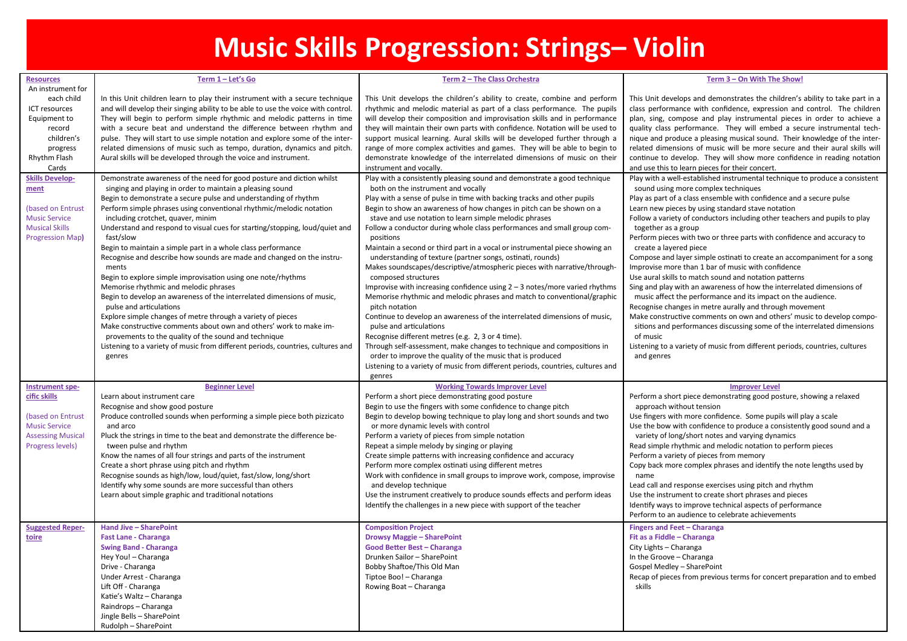# Music Skills Progression: Strings– Violin

| Resources | Term 1 – Let's Go | Term 2 – The Class Orchestra | Term 3 – On With The Show! |
|---|---|---|---|
| An instrument for each child<br>ICT resources<br>Equipment to record children's progress<br>Rhythm Flash Cards | In this Unit children learn to play their instrument with a secure technique and will develop their singing ability to be able to use the voice with control. They will begin to perform simple rhythmic and melodic patterns in time with a secure beat and understand the difference between rhythm and pulse. They will start to use simple notation and explore some of the inter-related dimensions of music such as tempo, duration, dynamics and pitch. Aural skills will be developed through the voice and instrument. | This Unit develops the children's ability to create, combine and perform rhythmic and melodic material as part of a class performance. The pupils will develop their composition and improvisation skills and in performance they will maintain their own parts with confidence. Notation will be used to support musical learning. Aural skills will be developed further through a range of more complex activities and games. They will be able to begin to demonstrate knowledge of the interrelated dimensions of music on their instrument and vocally. | This Unit develops and demonstrates the children's ability to take part in a class performance with confidence, expression and control. The children plan, sing, compose and play instrumental pieces in order to achieve a quality class performance. They will embed a secure instrumental technique and produce a pleasing musical sound. Their knowledge of the inter-related dimensions of music will be more secure and their aural skills will continue to develop. They will show more confidence in reading notation and use this to learn pieces for their concert. |
| **Skills Development**<br><br>(based on Entrust Music Service Musical Skills Progression Map) | Demonstrate awareness of the need for good posture and diction whilst singing and playing in order to maintain a pleasing sound<br>Begin to demonstrate a secure pulse and understanding of rhythm<br>Perform simple phrases using conventional rhythmic/melodic notation including crotchet, quaver, minim<br>Understand and respond to visual cues for starting/stopping, loud/quiet and fast/slow<br>Begin to maintain a simple part in a whole class performance<br>Recognise and describe how sounds are made and changed on the instruments<br>Begin to explore simple improvisation using one note/rhythms<br>Memorise rhythmic and melodic phrases<br>Begin to develop an awareness of the interrelated dimensions of music, pulse and articulations<br>Explore simple changes of metre through a variety of pieces<br>Make constructive comments about own and others' work to make improvements to the quality of the sound and technique<br>Listening to a variety of music from different periods, countries, cultures and genres | Play with a consistently pleasing sound and demonstrate a good technique both on the instrument and vocally<br>Play with a sense of pulse in time with backing tracks and other pupils<br>Begin to show an awareness of how changes in pitch can be shown on a stave and use notation to learn simple melodic phrases<br>Follow a conductor during whole class performances and small group compositions<br>Maintain a second or third part in a vocal or instrumental piece showing an understanding of texture (partner songs, ostinati, rounds)<br>Makes soundscapes/descriptive/atmospheric pieces with narrative/through-composed structures<br>Improvise with increasing confidence using 2 – 3 notes/more varied rhythms<br>Memorise rhythmic and melodic phrases and match to conventional/graphic pitch notation<br>Continue to develop an awareness of the interrelated dimensions of music, pulse and articulations<br>Recognise different metres (e.g. 2, 3 or 4 time).<br>Through self-assessment, make changes to technique and compositions in order to improve the quality of the music that is produced<br>Listening to a variety of music from different periods, countries, cultures and genres | Play with a well-established instrumental technique to produce a consistent sound using more complex techniques<br>Play as part of a class ensemble with confidence and a secure pulse<br>Learn new pieces by using standard stave notation<br>Follow a variety of conductors including other teachers and pupils to play together as a group<br>Perform pieces with two or three parts with confidence and accuracy to create a layered piece<br>Compose and layer simple ostinati to create an accompaniment for a song<br>Improvise more than 1 bar of music with confidence<br>Use aural skills to match sound and notation patterns<br>Sing and play with an awareness of how the interrelated dimensions of music affect the performance and its impact on the audience.<br>Recognise changes in metre aurally and through movement<br>Make constructive comments on own and others' music to develop compositions and performances discussing some of the interrelated dimensions of music<br>Listening to a variety of music from different periods, countries, cultures and genres |
| **Instrument specific skills**<br><br>(based on Entrust Music Service Assessing Musical Progress levels) | **Beginner Level**<br>Learn about instrument care<br>Recognise and show good posture<br>Produce controlled sounds when performing a simple piece both pizzicato and arco<br>Pluck the strings in time to the beat and demonstrate the difference between pulse and rhythm<br>Know the names of all four strings and parts of the instrument<br>Create a short phrase using pitch and rhythm<br>Recognise sounds as high/low, loud/quiet, fast/slow, long/short<br>Identify why some sounds are more successful than others<br>Learn about simple graphic and traditional notations | **Working Towards Improver Level**<br>Perform a short piece demonstrating good posture<br>Begin to use the fingers with some confidence to change pitch<br>Begin to develop bowing technique to play long and short sounds and two or more dynamic levels with control<br>Perform a variety of pieces from simple notation<br>Repeat a simple melody by singing or playing<br>Create simple patterns with increasing confidence and accuracy<br>Perform more complex ostinati using different metres<br>Work with confidence in small groups to improve work, compose, improvise and develop technique<br>Use the instrument creatively to produce sounds effects and perform ideas<br>Identify the challenges in a new piece with support of the teacher | **Improver Level**<br>Perform a short piece demonstrating good posture, showing a relaxed approach without tension<br>Use fingers with more confidence. Some pupils will play a scale<br>Use the bow with confidence to produce a consistently good sound and a variety of long/short notes and varying dynamics<br>Read simple rhythmic and melodic notation to perform pieces<br>Perform a variety of pieces from memory<br>Copy back more complex phrases and identify the note lengths used by name<br>Lead call and response exercises using pitch and rhythm<br>Use the instrument to create short phrases and pieces<br>Identify ways to improve technical aspects of performance<br>Perform to an audience to celebrate achievements |
| **Suggested Repertoire** | **Hand Jive – SharePoint**<br>**Fast Lane - Charanga**<br>**Swing Band - Charanga**<br>Hey You! – Charanga<br>Drive - Charanga<br>Under Arrest - Charanga<br>Lift Off - Charanga<br>Katie's Waltz – Charanga<br>Raindrops – Charanga<br>Jingle Bells – SharePoint<br>Rudolph – SharePoint | **Composition Project**<br>**Drowsy Maggie – SharePoint**<br>**Good Better Best – Charanga**<br>Drunken Sailor – SharePoint<br>Bobby Shaftoe/This Old Man<br>Tiptoe Boo! – Charanga<br>Rowing Boat – Charanga | **Fingers and Feet – Charanga**<br>**Fit as a Fiddle – Charanga**<br>City Lights – Charanga<br>In the Groove – Charanga<br>Gospel Medley – SharePoint<br>Recap of pieces from previous terms for concert preparation and to embed skills |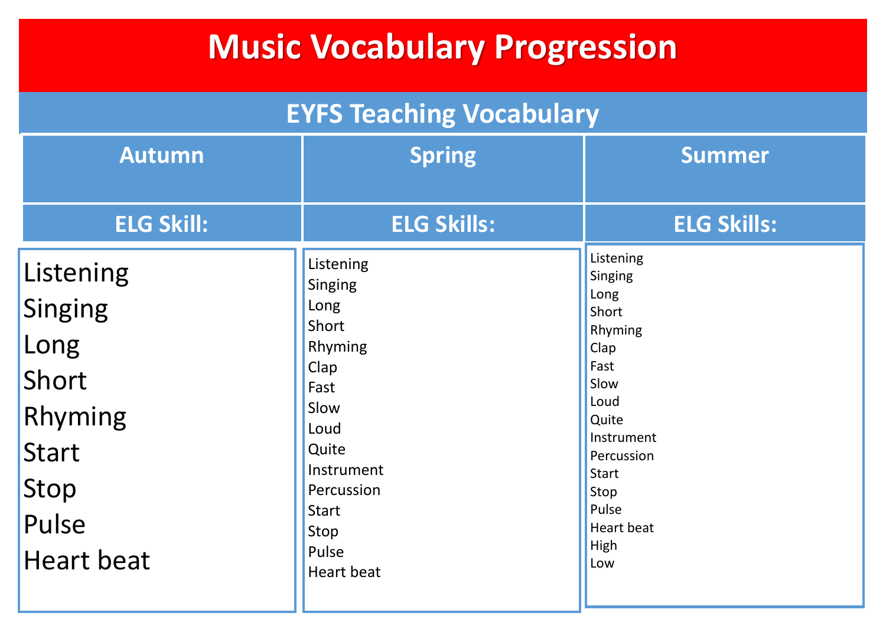# Music Vocabulary Progression

## EYFS Teaching Vocabulary

| Autumn | Spring | Summer |
|---|---|---|
| **ELG Skill:** | **ELG Skills:** | **ELG Skills:** |
| Listening<br>Singing<br>Long<br>Short<br>Rhyming<br>Start<br>Stop<br>Pulse<br>Heart beat | Listening<br>Singing<br>Long<br>Short<br>Rhyming<br>Clap<br>Fast<br>Slow<br>Loud<br>Quite<br>Instrument<br>Percussion<br>Start<br>Stop<br>Pulse<br>Heart beat | Listening<br>Singing<br>Long<br>Short<br>Rhyming<br>Clap<br>Fast<br>Slow<br>Loud<br>Quite<br>Instrument<br>Percussion<br>Start<br>Stop<br>Pulse<br>Heart beat<br>High<br>Low |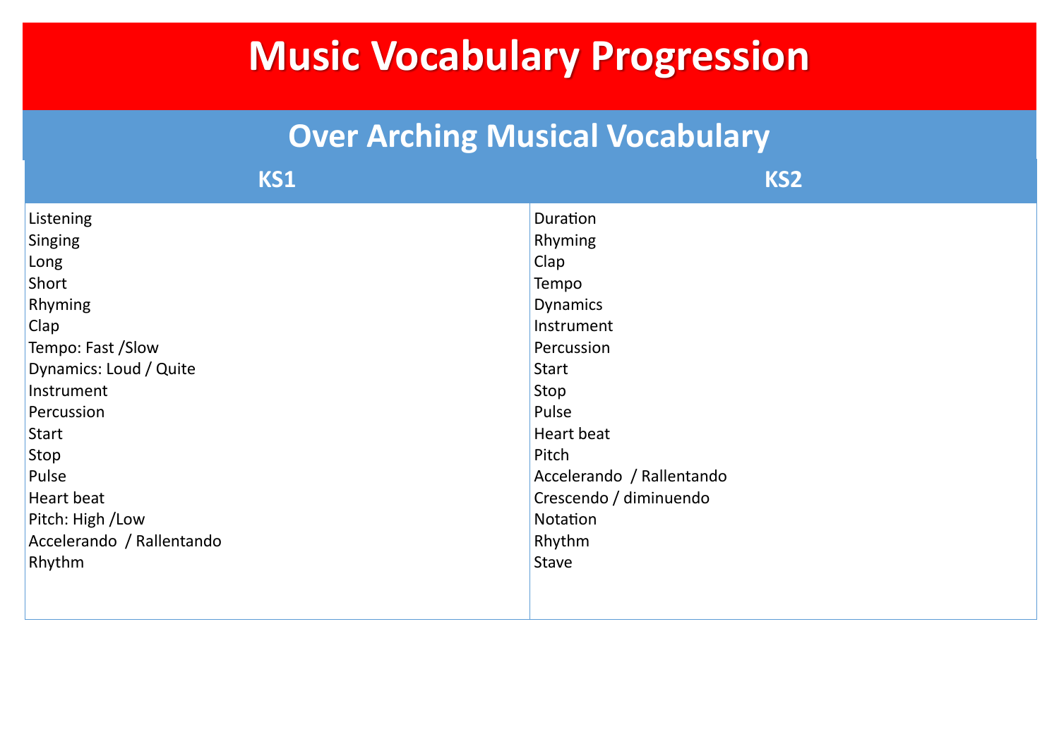# Music Vocabulary Progression

## Over Arching Musical Vocabulary

| KS1 | KS2 |
|---|---|
| Listening | Duration |
| Singing | Rhyming |
| Long | Clap |
| Short | Tempo |
| Rhyming | Dynamics |
| Clap | Instrument |
| Tempo: Fast /Slow | Percussion |
| Dynamics: Loud / Quite | Start |
| Instrument | Stop |
| Percussion | Pulse |
| Start | Heart beat |
| Stop | Pitch |
| Pulse | Accelerando / Rallentando |
| Heart beat | Crescendo / diminuendo |
| Pitch: High /Low | Notation |
| Accelerando / Rallentando | Rhythm |
| Rhythm | Stave |